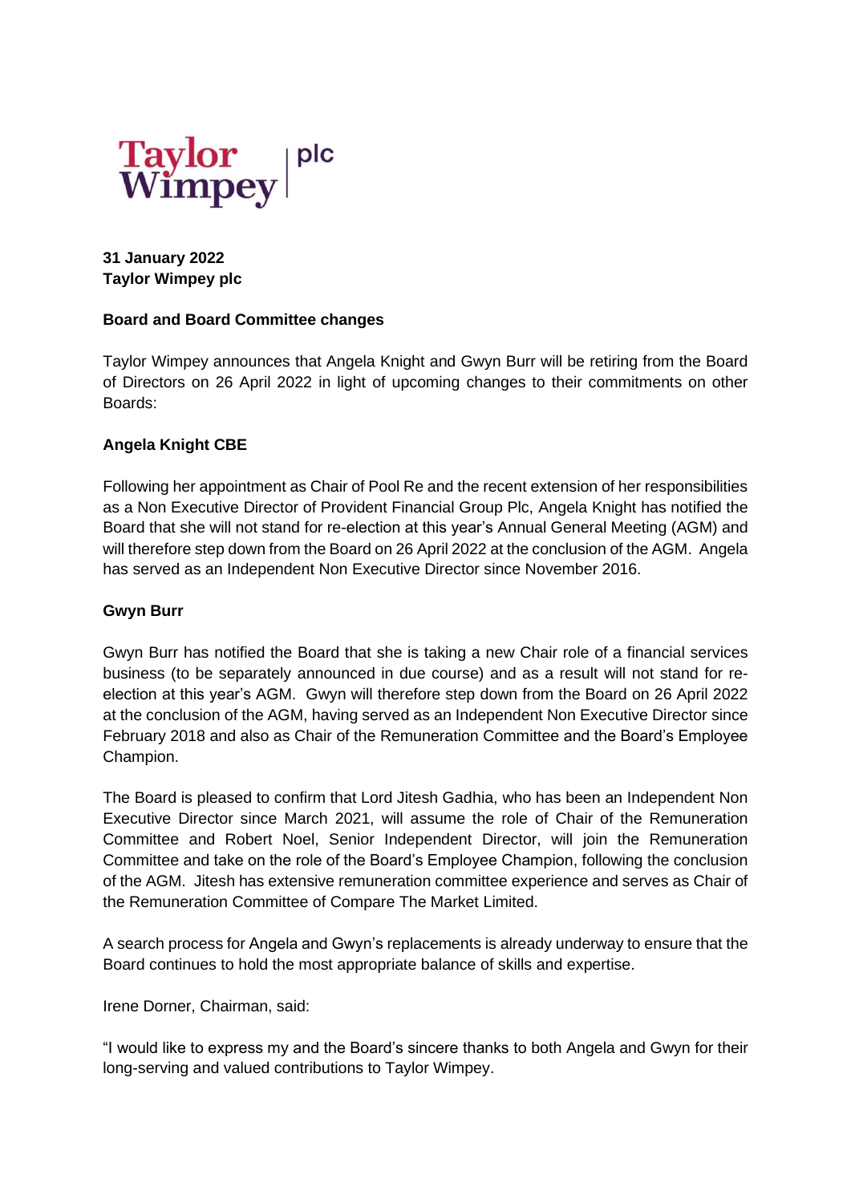Taylor Wimpey | plc

**31 January 2022**
**Taylor Wimpey plc**

**Board and Board Committee changes**

Taylor Wimpey announces that Angela Knight and Gwyn Burr will be retiring from the Board of Directors on 26 April 2022 in light of upcoming changes to their commitments on other Boards:

**Angela Knight CBE**

Following her appointment as Chair of Pool Re and the recent extension of her responsibilities as a Non Executive Director of Provident Financial Group Plc, Angela Knight has notified the Board that she will not stand for re-election at this year's Annual General Meeting (AGM) and will therefore step down from the Board on 26 April 2022 at the conclusion of the AGM. Angela has served as an Independent Non Executive Director since November 2016.

**Gwyn Burr**

Gwyn Burr has notified the Board that she is taking a new Chair role of a financial services business (to be separately announced in due course) and as a result will not stand for re-election at this year's AGM. Gwyn will therefore step down from the Board on 26 April 2022 at the conclusion of the AGM, having served as an Independent Non Executive Director since February 2018 and also as Chair of the Remuneration Committee and the Board's Employee Champion.

The Board is pleased to confirm that Lord Jitesh Gadhia, who has been an Independent Non Executive Director since March 2021, will assume the role of Chair of the Remuneration Committee and Robert Noel, Senior Independent Director, will join the Remuneration Committee and take on the role of the Board's Employee Champion, following the conclusion of the AGM. Jitesh has extensive remuneration committee experience and serves as Chair of the Remuneration Committee of Compare The Market Limited.

A search process for Angela and Gwyn's replacements is already underway to ensure that the Board continues to hold the most appropriate balance of skills and expertise.

Irene Dorner, Chairman, said:

"I would like to express my and the Board's sincere thanks to both Angela and Gwyn for their long-serving and valued contributions to Taylor Wimpey.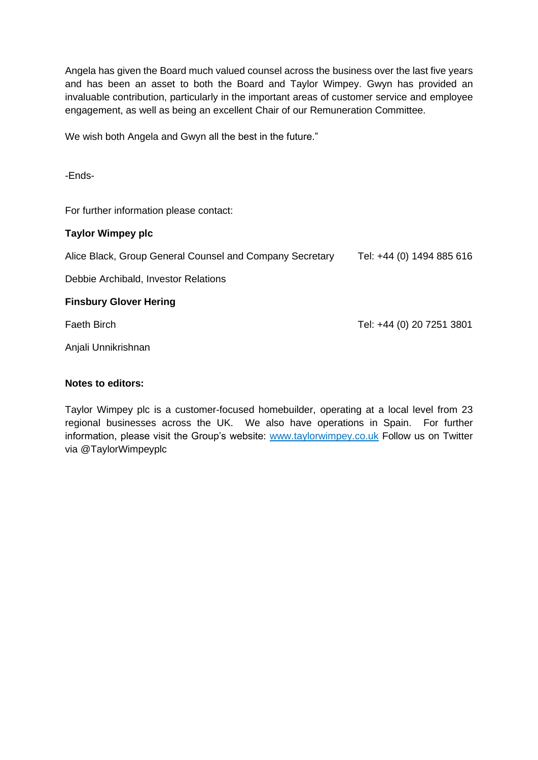Angela has given the Board much valued counsel across the business over the last five years and has been an asset to both the Board and Taylor Wimpey. Gwyn has provided an invaluable contribution, particularly in the important areas of customer service and employee engagement, as well as being an excellent Chair of our Remuneration Committee.

We wish both Angela and Gwyn all the best in the future."

-Ends-

For further information please contact:

**Taylor Wimpey plc**

| | |
|---|---|
| Alice Black, Group General Counsel and Company Secretary | Tel: +44 (0) 1494 885 616 |
| Debbie Archibald, Investor Relations | |

**Finsbury Glover Hering**

| | |
|---|---|
| Faeth Birch | Tel: +44 (0) 20 7251 3801 |
| Anjali Unnikrishnan | |

**Notes to editors:**

Taylor Wimpey plc is a customer-focused homebuilder, operating at a local level from 23 regional businesses across the UK. We also have operations in Spain. For further information, please visit the Group's website: [www.taylorwimpey.co.uk](http://www.taylorwimpey.co.uk) Follow us on Twitter via @TaylorWimpeyplc